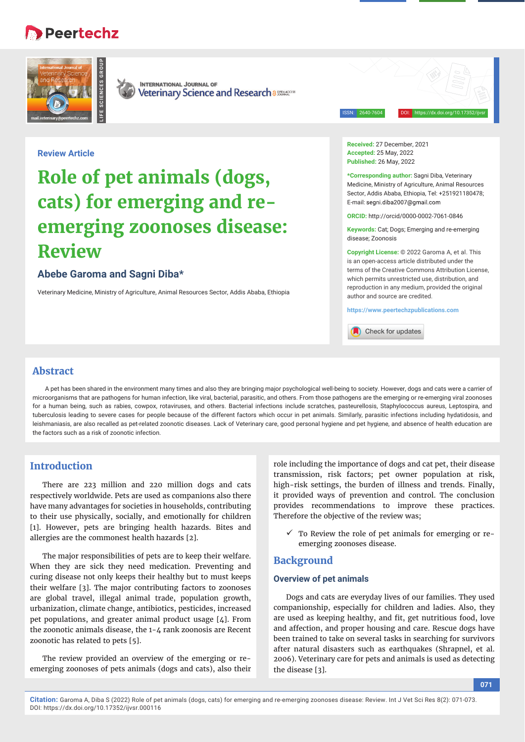Review Article

# Role of pet animals (dogs, cats) for emerging and re-emerging zoonoses disease: Review

**Abebe Garoma and Sagni Diba***

Veterinary Medicine, Ministry of Agriculture, Animal Resources Sector, Addis Ababa, Ethiopia

**Received:** 27 December, 2021
**Accepted:** 25 May, 2022
**Published:** 26 May, 2022

***Corresponding author:** Sagni Diba, Veterinary Medicine, Ministry of Agriculture, Animal Resources Sector, Addis Ababa, Ethiopia, Tel: +251921180478; E-mail: segni.diba2007@gmail.com

**ORCID:** http://orcid/0000-0002-7061-0846

**Keywords:** Cat; Dogs; Emerging and re-emerging disease; Zoonosis

**Copyright License:** © 2022 Garoma A, et al. This is an open-access article distributed under the terms of the Creative Commons Attribution License, which permits unrestricted use, distribution, and reproduction in any medium, provided the original author and source are credited.

https://www.peertechzpublications.com

## Abstract

A pet has been shared in the environment many times and also they are bringing major psychological well-being to society. However, dogs and cats were a carrier of microorganisms that are pathogens for human infection, like viral, bacterial, parasitic, and others. From those pathogens are the emerging or re-emerging viral zoonoses for a human being, such as rabies, cowpox, rotaviruses, and others. Bacterial infections include scratches, pasteurellosis, Staphylococcus aureus, Leptospira, and tuberculosis leading to severe cases for people because of the different factors which occur in pet animals. Similarly, parasitic infections including hydatidosis, and leishmaniasis, are also recalled as pet-related zoonotic diseases. Lack of Veterinary care, good personal hygiene and pet hygiene, and absence of health education are the factors such as a risk of zoonotic infection.

## Introduction

There are 223 million and 220 million dogs and cats respectively worldwide. Pets are used as companions also there have many advantages for societies in households, contributing to their use physically, socially, and emotionally for children [1]. However, pets are bringing health hazards. Bites and allergies are the commonest health hazards [2].

The major responsibilities of pets are to keep their welfare. When they are sick they need medication. Preventing and curing disease not only keeps their healthy but to must keeps their welfare [3]. The major contributing factors to zoonoses are global travel, illegal animal trade, population growth, urbanization, climate change, antibiotics, pesticides, increased pet populations, and greater animal product usage [4]. From the zoonotic animals disease, the 1-4 rank zoonosis are Recent zoonotic has related to pets [5].

The review provided an overview of the emerging or re-emerging zoonoses of pets animals (dogs and cats), also their role including the importance of dogs and cat pet, their disease transmission, risk factors; pet owner population at risk, high-risk settings, the burden of illness and trends. Finally, it provided ways of prevention and control. The conclusion provides recommendations to improve these practices. Therefore the objective of the review was;

- ✓ To Review the role of pet animals for emerging or re-emerging zoonoses disease.

## Background

### Overview of pet animals

Dogs and cats are everyday lives of our families. They used companionship, especially for children and ladies. Also, they are used as keeping healthy, and fit, get nutritious food, love and affection, and proper housing and care. Rescue dogs have been trained to take on several tasks in searching for survivors after natural disasters such as earthquakes (Shrapnel, et al. 2006). Veterinary care for pets and animals is used as detecting the disease [3].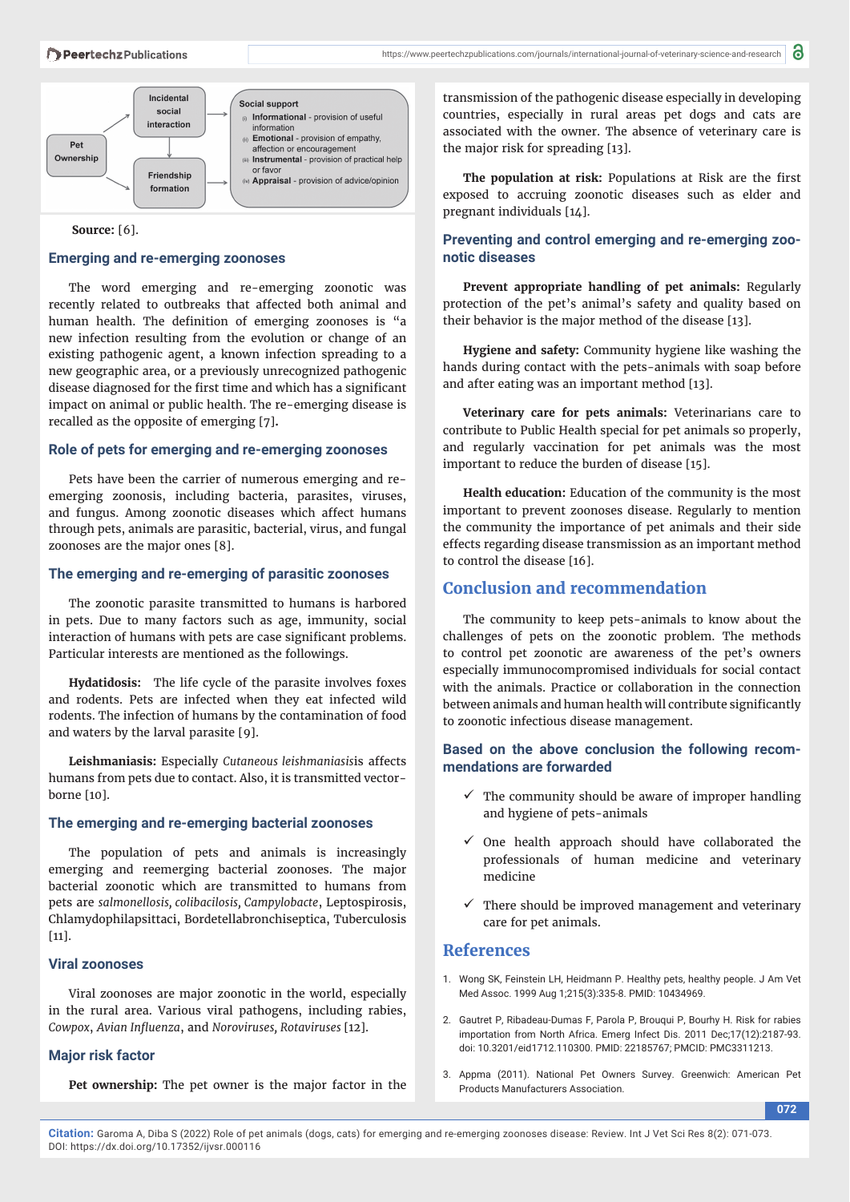Pet Ownership → Incidental social interaction → Friendship formation → Social support

Social support
- (i) **Informational** - provision of useful information
- (ii) **Emotional** - provision of empathy, affection or encouragement
- (iii) **Instrumental** - provision of practical help or favor
- (iv) **Appraisal** - provision of advice/opinion

**Source:** [6].

## Emerging and re-emerging zoonoses

The word emerging and re-emerging zoonotic was recently related to outbreaks that affected both animal and human health. The definition of emerging zoonoses is "a new infection resulting from the evolution or change of an existing pathogenic agent, a known infection spreading to a new geographic area, or a previously unrecognized pathogenic disease diagnosed for the first time and which has a significant impact on animal or public health. The re-emerging disease is recalled as the opposite of emerging [7].

## Role of pets for emerging and re-emerging zoonoses

Pets have been the carrier of numerous emerging and re-emerging zoonosis, including bacteria, parasites, viruses, and fungus. Among zoonotic diseases which affect humans through pets, animals are parasitic, bacterial, virus, and fungal zoonoses are the major ones [8].

## The emerging and re-emerging of parasitic zoonoses

The zoonotic parasite transmitted to humans is harbored in pets. Due to many factors such as age, immunity, social interaction of humans with pets are case significant problems. Particular interests are mentioned as the followings.

**Hydatidosis:** The life cycle of the parasite involves foxes and rodents. Pets are infected when they eat infected wild rodents. The infection of humans by the contamination of food and waters by the larval parasite [9].

**Leishmaniasis:** Especially *Cutaneous leishmaniasis*is affects humans from pets due to contact. Also, it is transmitted vector-borne [10].

## The emerging and re-emerging bacterial zoonoses

The population of pets and animals is increasingly emerging and reemerging bacterial zoonoses. The major bacterial zoonotic which are transmitted to humans from pets are *salmonellosis, colibacilosis, Campylobacte*, Leptospirosis, Chlamydophilapsittaci, Bordetellabronchiseptica, Tuberculosis [11].

## Viral zoonoses

Viral zoonoses are major zoonotic in the world, especially in the rural area. Various viral pathogens, including rabies, *Cowpox*, *Avian Influenza*, and *Noroviruses*, *Rotaviruses* [12].

## Major risk factor

**Pet ownership:** The pet owner is the major factor in the transmission of the pathogenic disease especially in developing countries, especially in rural areas pet dogs and cats are associated with the owner. The absence of veterinary care is the major risk for spreading [13].

**The population at risk:** Populations at Risk are the first exposed to accruing zoonotic diseases such as elder and pregnant individuals [14].

## Preventing and control emerging and re-emerging zoonotic diseases

**Prevent appropriate handling of pet animals:** Regularly protection of the pet's animal's safety and quality based on their behavior is the major method of the disease [13].

**Hygiene and safety:** Community hygiene like washing the hands during contact with the pets-animals with soap before and after eating was an important method [13].

**Veterinary care for pets animals:** Veterinarians care to contribute to Public Health special for pet animals so properly, and regularly vaccination for pet animals was the most important to reduce the burden of disease [15].

**Health education:** Education of the community is the most important to prevent zoonoses disease. Regularly to mention the community the importance of pet animals and their side effects regarding disease transmission as an important method to control the disease [16].

# Conclusion and recommendation

The community to keep pets-animals to know about the challenges of pets on the zoonotic problem. The methods to control pet zoonotic are awareness of the pet's owners especially immunocompromised individuals for social contact with the animals. Practice or collaboration in the connection between animals and human health will contribute significantly to zoonotic infectious disease management.

## Based on the above conclusion the following recommendations are forwarded

- ✓ The community should be aware of improper handling and hygiene of pets-animals
- ✓ One health approach should have collaborated the professionals of human medicine and veterinary medicine
- ✓ There should be improved management and veterinary care for pet animals.

# References

1. Wong SK, Feinstein LH, Heidmann P. Healthy pets, healthy people. J Am Vet Med Assoc. 1999 Aug 1;215(3):335-8. PMID: 10434969.
2. Gautret P, Ribadeau-Dumas F, Parola P, Brouqui P, Bourhy H. Risk for rabies importation from North Africa. Emerg Infect Dis. 2011 Dec;17(12):2187-93. doi: 10.3201/eid1712.110300. PMID: 22185767; PMCID: PMC3311213.
3. Appma (2011). National Pet Owners Survey. Greenwich: American Pet Products Manufacturers Association.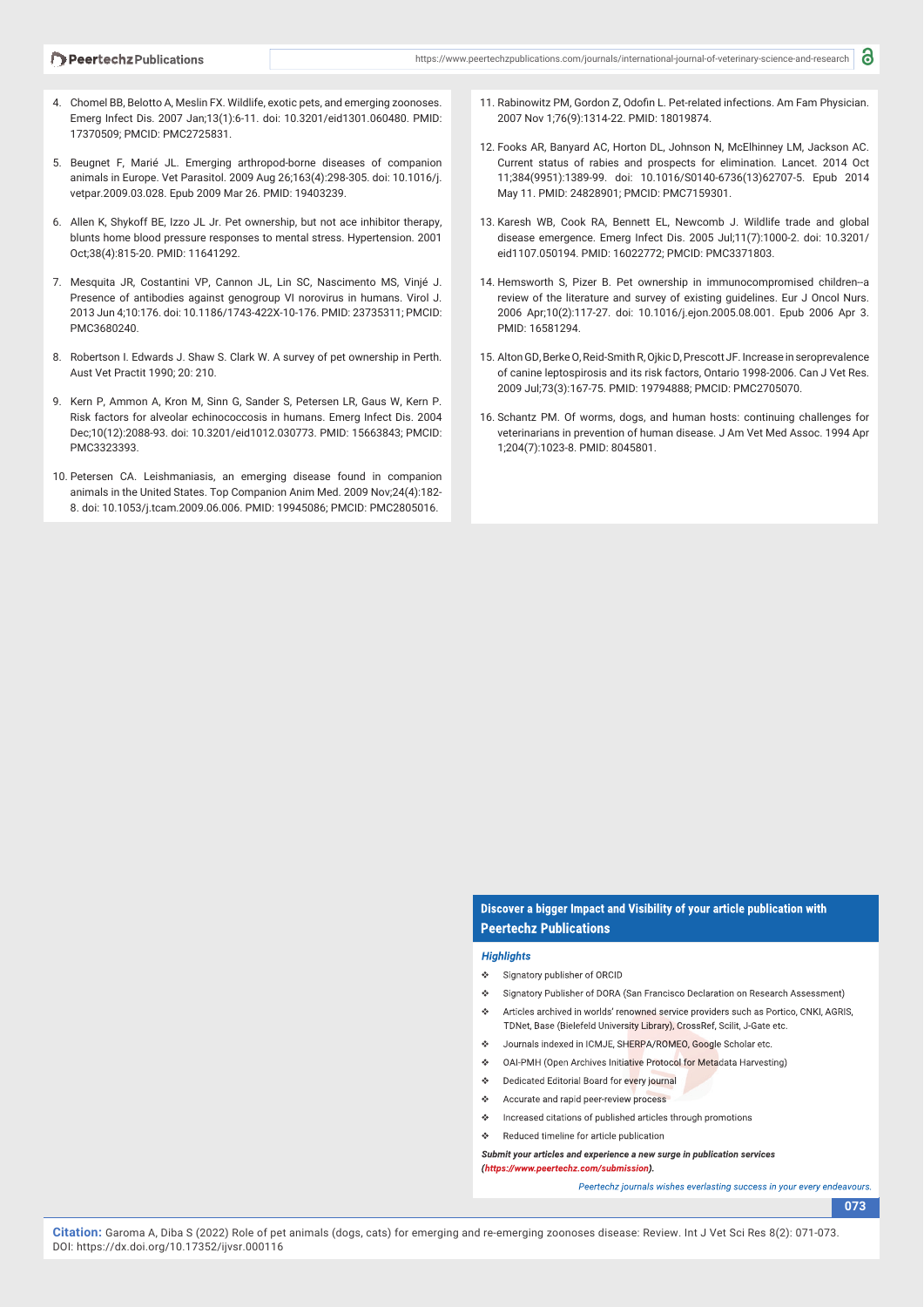4. Chomel BB, Belotto A, Meslin FX. Wildlife, exotic pets, and emerging zoonoses. Emerg Infect Dis. 2007 Jan;13(1):6-11. doi: 10.3201/eid1301.060480. PMID: 17370509; PMCID: PMC2725831.

5. Beugnet F, Marié JL. Emerging arthropod-borne diseases of companion animals in Europe. Vet Parasitol. 2009 Aug 26;163(4):298-305. doi: 10.1016/j.vetpar.2009.03.028. Epub 2009 Mar 26. PMID: 19403239.

6. Allen K, Shykoff BE, Izzo JL Jr. Pet ownership, but not ace inhibitor therapy, blunts home blood pressure responses to mental stress. Hypertension. 2001 Oct;38(4):815-20. PMID: 11641292.

7. Mesquita JR, Costantini VP, Cannon JL, Lin SC, Nascimento MS, Vinjé J. Presence of antibodies against genogroup VI norovirus in humans. Virol J. 2013 Jun 4;10:176. doi: 10.1186/1743-422X-10-176. PMID: 23735311; PMCID: PMC3680240.

8. Robertson I. Edwards J. Shaw S. Clark W. A survey of pet ownership in Perth. Aust Vet Practit 1990; 20: 210.

9. Kern P, Ammon A, Kron M, Sinn G, Sander S, Petersen LR, Gaus W, Kern P. Risk factors for alveolar echinococcosis in humans. Emerg Infect Dis. 2004 Dec;10(12):2088-93. doi: 10.3201/eid1012.030773. PMID: 15663843; PMCID: PMC3323393.

10. Petersen CA. Leishmaniasis, an emerging disease found in companion animals in the United States. Top Companion Anim Med. 2009 Nov;24(4):182-8. doi: 10.1053/j.tcam.2009.06.006. PMID: 19945086; PMCID: PMC2805016.

11. Rabinowitz PM, Gordon Z, Odofin L. Pet-related infections. Am Fam Physician. 2007 Nov 1;76(9):1314-22. PMID: 18019874.

12. Fooks AR, Banyard AC, Horton DL, Johnson N, McElhinney LM, Jackson AC. Current status of rabies and prospects for elimination. Lancet. 2014 Oct 11;384(9951):1389-99. doi: 10.1016/S0140-6736(13)62707-5. Epub 2014 May 11. PMID: 24828901; PMCID: PMC7159301.

13. Karesh WB, Cook RA, Bennett EL, Newcomb J. Wildlife trade and global disease emergence. Emerg Infect Dis. 2005 Jul;11(7):1000-2. doi: 10.3201/eid1107.050194. PMID: 16022772; PMCID: PMC3371803.

14. Hemsworth S, Pizer B. Pet ownership in immunocompromised children--a review of the literature and survey of existing guidelines. Eur J Oncol Nurs. 2006 Apr;10(2):117-27. doi: 10.1016/j.ejon.2005.08.001. Epub 2006 Apr 3. PMID: 16581294.

15. Alton GD, Berke O, Reid-Smith R, Ojkic D, Prescott JF. Increase in seroprevalence of canine leptospirosis and its risk factors, Ontario 1998-2006. Can J Vet Res. 2009 Jul;73(3):167-75. PMID: 19794888; PMCID: PMC2705070.

16. Schantz PM. Of worms, dogs, and human hosts: continuing challenges for veterinarians in prevention of human disease. J Am Vet Med Assoc. 1994 Apr 1;204(7):1023-8. PMID: 8045801.

**Discover a bigger Impact and Visibility of your article publication with Peertechz Publications**

***Highlights***

- Signatory publisher of ORCID
- Signatory Publisher of DORA (San Francisco Declaration on Research Assessment)
- Articles archived in worlds' renowned service providers such as Portico, CNKI, AGRIS, TDNet, Base (Bielefeld University Library), CrossRef, Scilit, J-Gate etc.
- Journals indexed in ICMJE, SHERPA/ROMEO, Google Scholar etc.
- OAI-PMH (Open Archives Initiative Protocol for Metadata Harvesting)
- Dedicated Editorial Board for every journal
- Accurate and rapid peer-review process
- Increased citations of published articles through promotions
- Reduced timeline for article publication

***Submit your articles and experience a new surge in publication services (https://www.peertechz.com/submission).***

*Peertechz journals wishes everlasting success in your every endeavours.*

**Citation:** Garoma A, Diba S (2022) Role of pet animals (dogs, cats) for emerging and re-emerging zoonoses disease: Review. Int J Vet Sci Res 8(2): 071-073. DOI: https://dx.doi.org/10.17352/ijvsr.000116